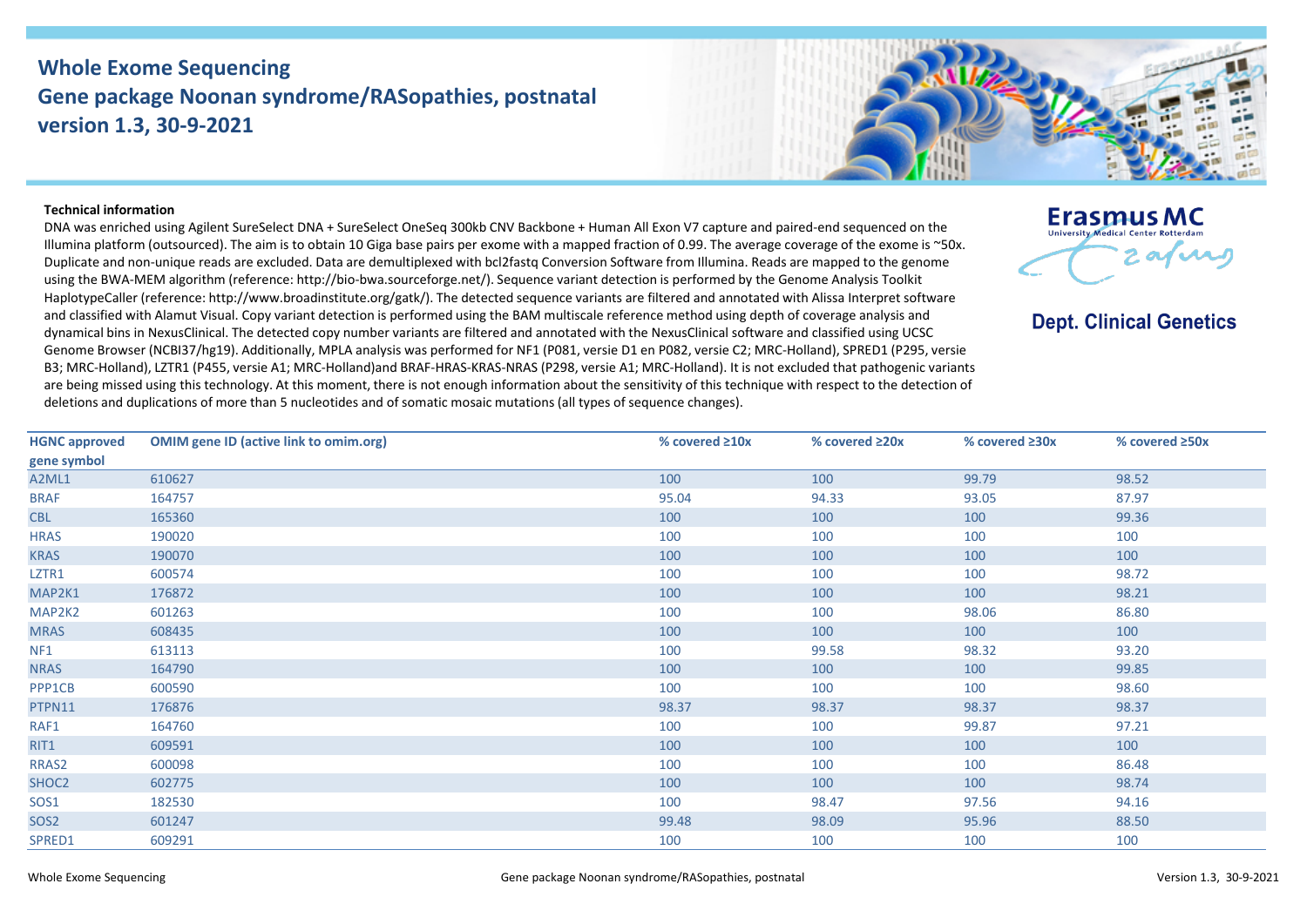# Whole Exome Sequencing
# Gene package Noonan syndrome/RASopathies, postnatal
# version 1.3, 30-9-2021

Erasmus MC
University Medical Center Rotterdam

**Dept. Clinical Genetics**

**Technical information**

DNA was enriched using Agilent SureSelect DNA + SureSelect OneSeq 300kb CNV Backbone + Human All Exon V7 capture and paired-end sequenced on the Illumina platform (outsourced). The aim is to obtain 10 Giga base pairs per exome with a mapped fraction of 0.99. The average coverage of the exome is ~50x. Duplicate and non-unique reads are excluded. Data are demultiplexed with bcl2fastq Conversion Software from Illumina. Reads are mapped to the genome using the BWA-MEM algorithm (reference: http://bio-bwa.sourceforge.net/). Sequence variant detection is performed by the Genome Analysis Toolkit HaplotypeCaller (reference: http://www.broadinstitute.org/gatk/). The detected sequence variants are filtered and annotated with Alissa Interpret software and classified with Alamut Visual. Copy variant detection is performed using the BAM multiscale reference method using depth of coverage analysis and dynamical bins in NexusClinical. The detected copy number variants are filtered and annotated with the NexusClinical software and classified using UCSC Genome Browser (NCBI37/hg19). Additionally, MPLA analysis was performed for NF1 (P081, versie D1 en P082, versie C2; MRC-Holland), SPRED1 (P295, versie B3; MRC-Holland), LZTR1 (P455, versie A1; MRC-Holland)and BRAF-HRAS-KRAS-NRAS (P298, versie A1; MRC-Holland). It is not excluded that pathogenic variants are being missed using this technology. At this moment, there is not enough information about the sensitivity of this technique with respect to the detection of deletions and duplications of more than 5 nucleotides and of somatic mosaic mutations (all types of sequence changes).

| HGNC approved gene symbol | OMIM gene ID (active link to omim.org) | % covered ≥10x | % covered ≥20x | % covered ≥30x | % covered ≥50x |
|---|---|---|---|---|---|
| A2ML1 | 610627 | 100 | 100 | 99.79 | 98.52 |
| BRAF | 164757 | 95.04 | 94.33 | 93.05 | 87.97 |
| CBL | 165360 | 100 | 100 | 100 | 99.36 |
| HRAS | 190020 | 100 | 100 | 100 | 100 |
| KRAS | 190070 | 100 | 100 | 100 | 100 |
| LZTR1 | 600574 | 100 | 100 | 100 | 98.72 |
| MAP2K1 | 176872 | 100 | 100 | 100 | 98.21 |
| MAP2K2 | 601263 | 100 | 100 | 98.06 | 86.80 |
| MRAS | 608435 | 100 | 100 | 100 | 100 |
| NF1 | 613113 | 100 | 99.58 | 98.32 | 93.20 |
| NRAS | 164790 | 100 | 100 | 100 | 99.85 |
| PPP1CB | 600590 | 100 | 100 | 100 | 98.60 |
| PTPN11 | 176876 | 98.37 | 98.37 | 98.37 | 98.37 |
| RAF1 | 164760 | 100 | 100 | 99.87 | 97.21 |
| RIT1 | 609591 | 100 | 100 | 100 | 100 |
| RRAS2 | 600098 | 100 | 100 | 100 | 86.48 |
| SHOC2 | 602775 | 100 | 100 | 100 | 98.74 |
| SOS1 | 182530 | 100 | 98.47 | 97.56 | 94.16 |
| SOS2 | 601247 | 99.48 | 98.09 | 95.96 | 88.50 |
| SPRED1 | 609291 | 100 | 100 | 100 | 100 |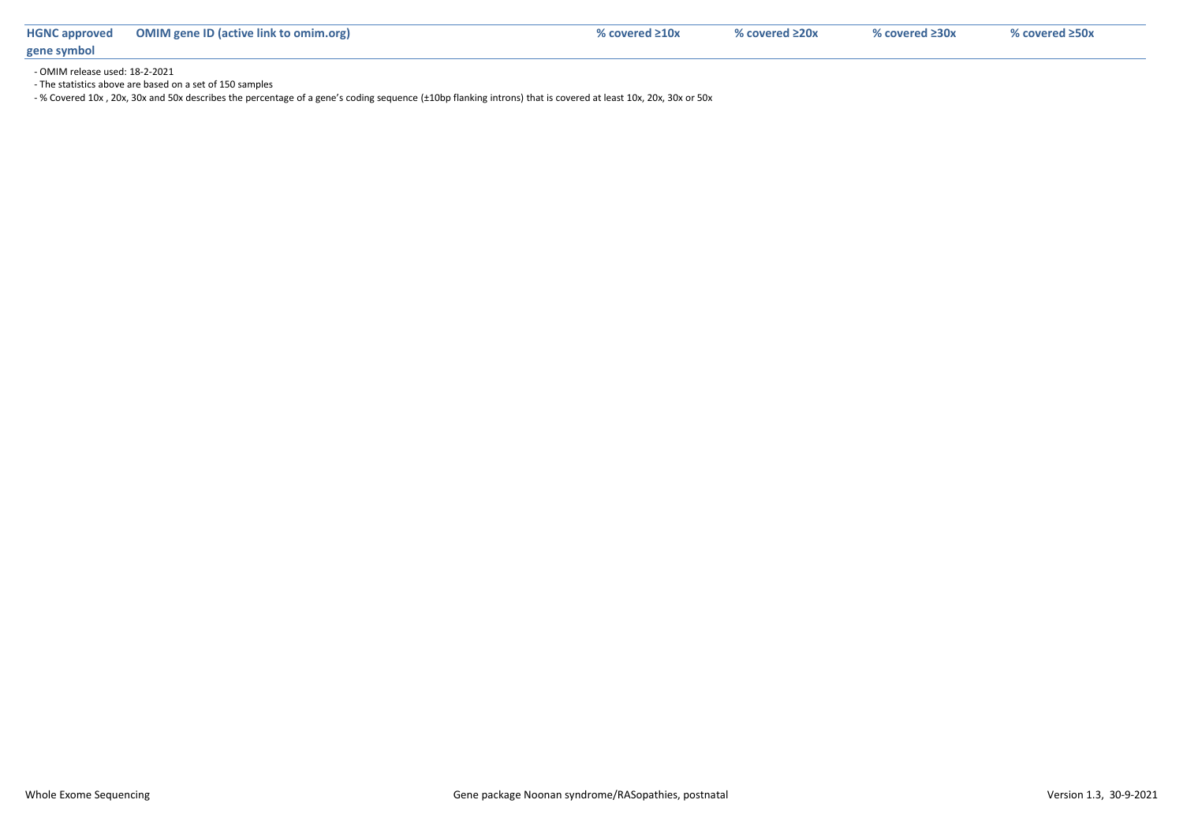| HGNC approved gene symbol | OMIM gene ID (active link to omim.org) | % covered ≥10x | % covered ≥20x | % covered ≥30x | % covered ≥50x |
|---|---|---|---|---|---|

- OMIM release used: 18-2-2021
- The statistics above are based on a set of 150 samples
- % Covered 10x , 20x, 30x and 50x describes the percentage of a gene's coding sequence (±10bp flanking introns) that is covered at least 10x, 20x, 30x or 50x